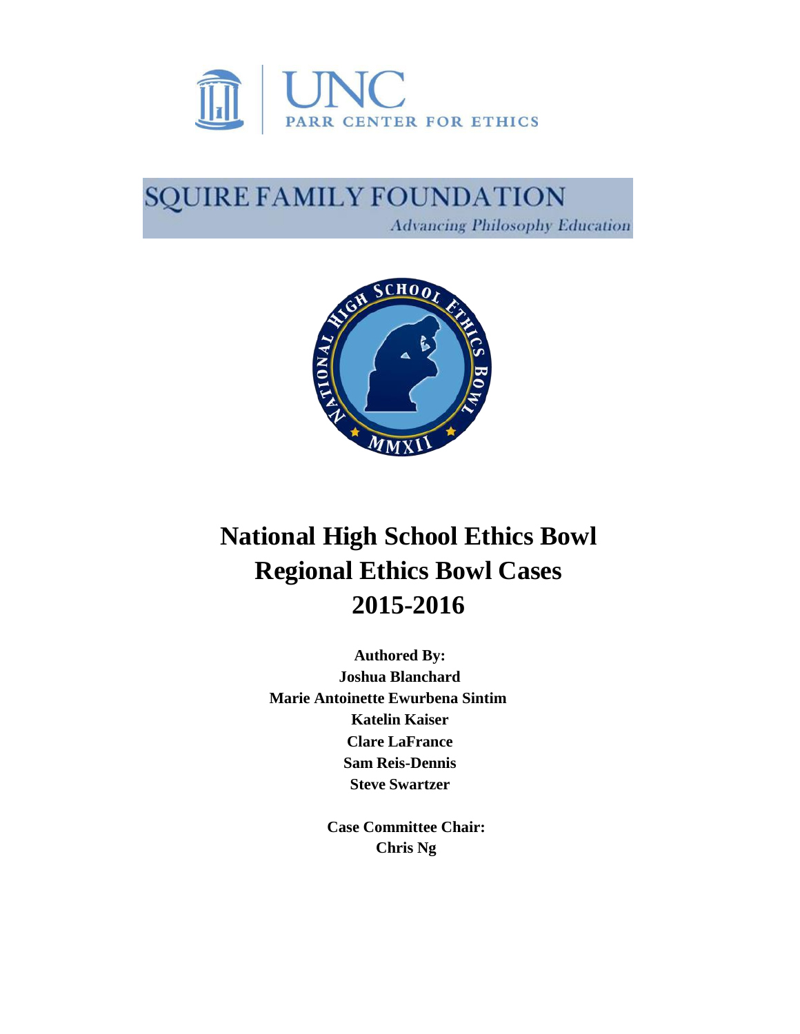UNC PARR CENTER FOR ETHICS

SQUIRE FAMILY FOUNDATION
*Advancing Philosophy Education*

# National High School Ethics Bowl Regional Ethics Bowl Cases 2015-2016

**Authored By:**
**Joshua Blanchard**
**Marie Antoinette Ewurbena Sintim**
**Katelin Kaiser**
**Clare LaFrance**
**Sam Reis-Dennis**
**Steve Swartzer**

**Case Committee Chair:**
**Chris Ng**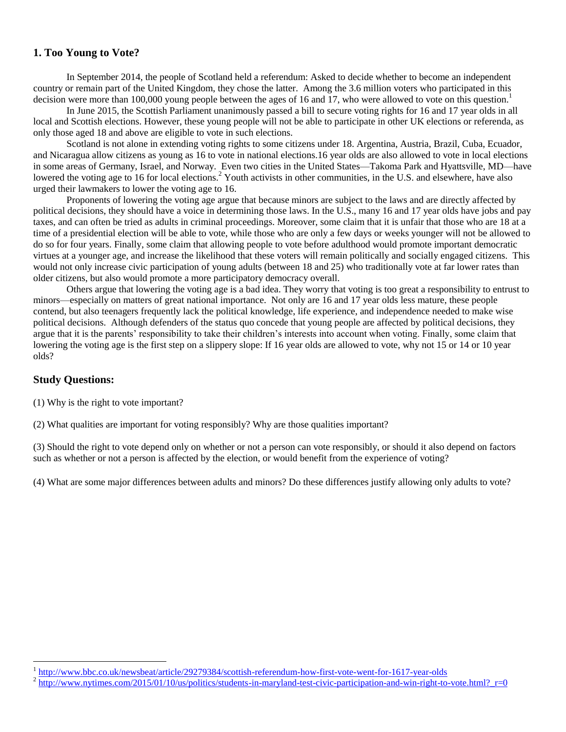## 1. Too Young to Vote?

In September 2014, the people of Scotland held a referendum: Asked to decide whether to become an independent country or remain part of the United Kingdom, they chose the latter. Among the 3.6 million voters who participated in this decision were more than 100,000 young people between the ages of 16 and 17, who were allowed to vote on this question.[1]

In June 2015, the Scottish Parliament unanimously passed a bill to secure voting rights for 16 and 17 year olds in all local and Scottish elections. However, these young people will not be able to participate in other UK elections or referenda, as only those aged 18 and above are eligible to vote in such elections.

Scotland is not alone in extending voting rights to some citizens under 18. Argentina, Austria, Brazil, Cuba, Ecuador, and Nicaragua allow citizens as young as 16 to vote in national elections.16 year olds are also allowed to vote in local elections in some areas of Germany, Israel, and Norway. Even two cities in the United States—Takoma Park and Hyattsville, MD—have lowered the voting age to 16 for local elections.[2] Youth activists in other communities, in the U.S. and elsewhere, have also urged their lawmakers to lower the voting age to 16.

Proponents of lowering the voting age argue that because minors are subject to the laws and are directly affected by political decisions, they should have a voice in determining those laws. In the U.S., many 16 and 17 year olds have jobs and pay taxes, and can often be tried as adults in criminal proceedings. Moreover, some claim that it is unfair that those who are 18 at a time of a presidential election will be able to vote, while those who are only a few days or weeks younger will not be allowed to do so for four years. Finally, some claim that allowing people to vote before adulthood would promote important democratic virtues at a younger age, and increase the likelihood that these voters will remain politically and socially engaged citizens. This would not only increase civic participation of young adults (between 18 and 25) who traditionally vote at far lower rates than older citizens, but also would promote a more participatory democracy overall.

Others argue that lowering the voting age is a bad idea. They worry that voting is too great a responsibility to entrust to minors—especially on matters of great national importance. Not only are 16 and 17 year olds less mature, these people contend, but also teenagers frequently lack the political knowledge, life experience, and independence needed to make wise political decisions. Although defenders of the status quo concede that young people are affected by political decisions, they argue that it is the parents' responsibility to take their children's interests into account when voting. Finally, some claim that lowering the voting age is the first step on a slippery slope: If 16 year olds are allowed to vote, why not 15 or 14 or 10 year olds?

### Study Questions:

(1) Why is the right to vote important?

(2) What qualities are important for voting responsibly? Why are those qualities important?

(3) Should the right to vote depend only on whether or not a person can vote responsibly, or should it also depend on factors such as whether or not a person is affected by the election, or would benefit from the experience of voting?

(4) What are some major differences between adults and minors? Do these differences justify allowing only adults to vote?

---

[1] http://www.bbc.co.uk/newsbeat/article/29279384/scottish-referendum-how-first-vote-went-for-1617-year-olds

[2] http://www.nytimes.com/2015/01/10/us/politics/students-in-maryland-test-civic-participation-and-win-right-to-vote.html?_r=0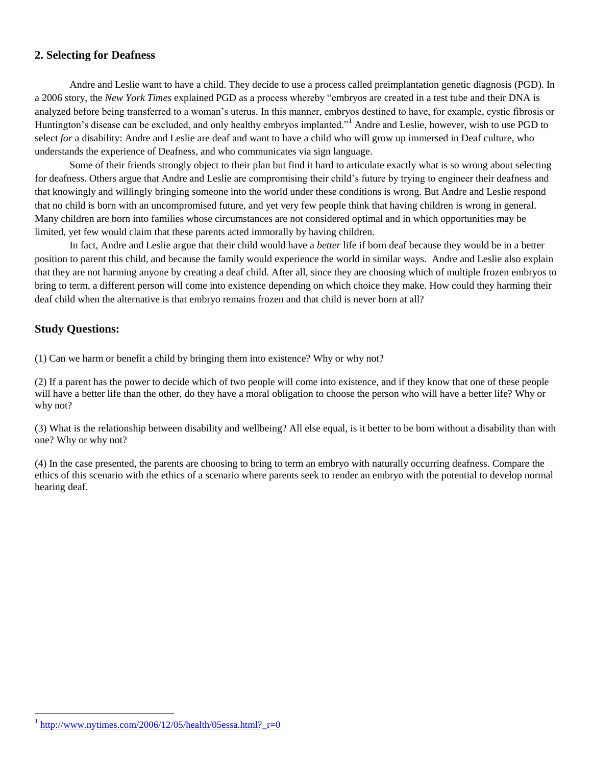## 2. Selecting for Deafness

Andre and Leslie want to have a child. They decide to use a process called preimplantation genetic diagnosis (PGD). In a 2006 story, the *New York Times* explained PGD as a process whereby "embryos are created in a test tube and their DNA is analyzed before being transferred to a woman's uterus. In this manner, embryos destined to have, for example, cystic fibrosis or Huntington's disease can be excluded, and only healthy embryos implanted."[1] Andre and Leslie, however, wish to use PGD to select *for* a disability: Andre and Leslie are deaf and want to have a child who will grow up immersed in Deaf culture, who understands the experience of Deafness, and who communicates via sign language.

Some of their friends strongly object to their plan but find it hard to articulate exactly what is so wrong about selecting for deafness. Others argue that Andre and Leslie are compromising their child's future by trying to engineer their deafness and that knowingly and willingly bringing someone into the world under these conditions is wrong. But Andre and Leslie respond that no child is born with an uncompromised future, and yet very few people think that having children is wrong in general. Many children are born into families whose circumstances are not considered optimal and in which opportunities may be limited, yet few would claim that these parents acted immorally by having children.

In fact, Andre and Leslie argue that their child would have a *better* life if born deaf because they would be in a better position to parent this child, and because the family would experience the world in similar ways. Andre and Leslie also explain that they are not harming anyone by creating a deaf child. After all, since they are choosing which of multiple frozen embryos to bring to term, a different person will come into existence depending on which choice they make. How could they harming their deaf child when the alternative is that embryo remains frozen and that child is never born at all?

### Study Questions:

(1) Can we harm or benefit a child by bringing them into existence? Why or why not?

(2) If a parent has the power to decide which of two people will come into existence, and if they know that one of these people will have a better life than the other, do they have a moral obligation to choose the person who will have a better life? Why or why not?

(3) What is the relationship between disability and wellbeing? All else equal, is it better to be born without a disability than with one? Why or why not?

(4) In the case presented, the parents are choosing to bring to term an embryo with naturally occurring deafness. Compare the ethics of this scenario with the ethics of a scenario where parents seek to render an embryo with the potential to develop normal hearing deaf.

---

[1] http://www.nytimes.com/2006/12/05/health/05essa.html?_r=0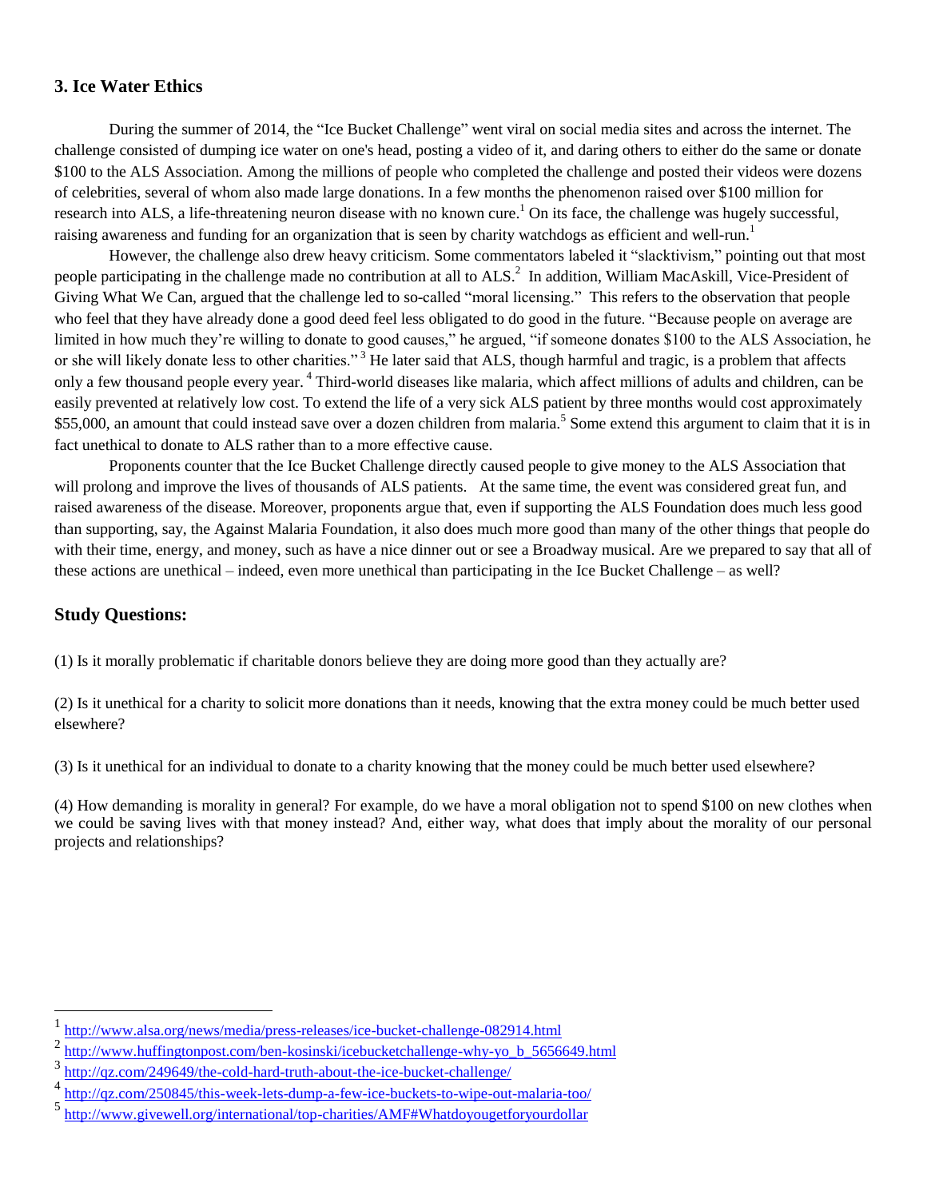## 3. Ice Water Ethics

During the summer of 2014, the "Ice Bucket Challenge" went viral on social media sites and across the internet. The challenge consisted of dumping ice water on one's head, posting a video of it, and daring others to either do the same or donate $100 to the ALS Association. Among the millions of people who completed the challenge and posted their videos were dozens of celebrities, several of whom also made large donations. In a few months the phenomenon raised over $100 million for research into ALS, a life-threatening neuron disease with no known cure.[1] On its face, the challenge was hugely successful, raising awareness and funding for an organization that is seen by charity watchdogs as efficient and well-run.[1]

However, the challenge also drew heavy criticism. Some commentators labeled it "slacktivism," pointing out that most people participating in the challenge made no contribution at all to ALS.[2] In addition, William MacAskill, Vice-President of Giving What We Can, argued that the challenge led to so-called "moral licensing." This refers to the observation that people who feel that they have already done a good deed feel less obligated to do good in the future. "Because people on average are limited in how much they're willing to donate to good causes," he argued, "if someone donates $100 to the ALS Association, he or she will likely donate less to other charities."[3] He later said that ALS, though harmful and tragic, is a problem that affects only a few thousand people every year.[4] Third-world diseases like malaria, which affect millions of adults and children, can be easily prevented at relatively low cost. To extend the life of a very sick ALS patient by three months would cost approximately $55,000, an amount that could instead save over a dozen children from malaria.[5] Some extend this argument to claim that it is in fact unethical to donate to ALS rather than to a more effective cause.

Proponents counter that the Ice Bucket Challenge directly caused people to give money to the ALS Association that will prolong and improve the lives of thousands of ALS patients. At the same time, the event was considered great fun, and raised awareness of the disease. Moreover, proponents argue that, even if supporting the ALS Foundation does much less good than supporting, say, the Against Malaria Foundation, it also does much more good than many of the other things that people do with their time, energy, and money, such as have a nice dinner out or see a Broadway musical. Are we prepared to say that all of these actions are unethical – indeed, even more unethical than participating in the Ice Bucket Challenge – as well?

### Study Questions:

(1) Is it morally problematic if charitable donors believe they are doing more good than they actually are?

(2) Is it unethical for a charity to solicit more donations than it needs, knowing that the extra money could be much better used elsewhere?

(3) Is it unethical for an individual to donate to a charity knowing that the money could be much better used elsewhere?

(4) How demanding is morality in general? For example, do we have a moral obligation not to spend $100 on new clothes when we could be saving lives with that money instead? And, either way, what does that imply about the morality of our personal projects and relationships?

---

[1] http://www.alsa.org/news/media/press-releases/ice-bucket-challenge-082914.html

[2] http://www.huffingtonpost.com/ben-kosinski/icebucketchallenge-why-yo_b_5656649.html

[3] http://qz.com/249649/the-cold-hard-truth-about-the-ice-bucket-challenge/

[4] http://qz.com/250845/this-week-lets-dump-a-few-ice-buckets-to-wipe-out-malaria-too/

[5] http://www.givewell.org/international/top-charities/AMF#Whatdoyougetforyourdollar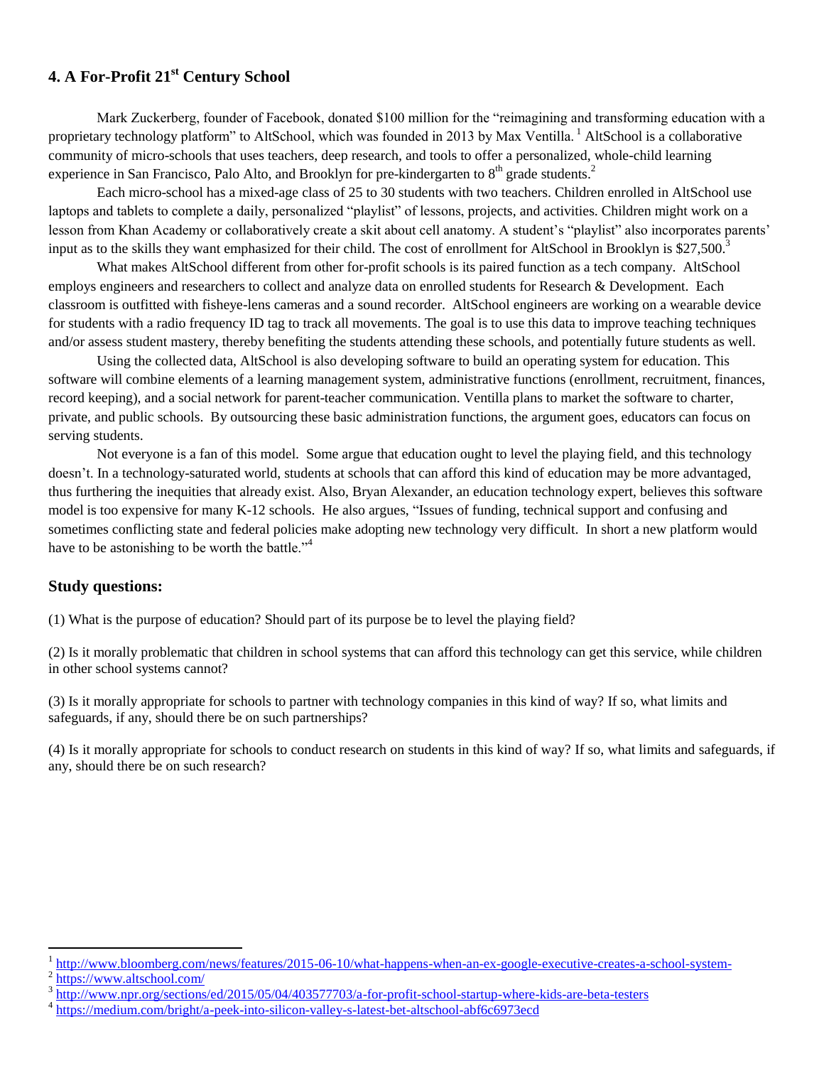## 4. A For-Profit 21st Century School

Mark Zuckerberg, founder of Facebook, donated $100 million for the "reimagining and transforming education with a proprietary technology platform" to AltSchool, which was founded in 2013 by Max Ventilla.[1] AltSchool is a collaborative community of micro-schools that uses teachers, deep research, and tools to offer a personalized, whole-child learning experience in San Francisco, Palo Alto, and Brooklyn for pre-kindergarten to 8th grade students.[2]

Each micro-school has a mixed-age class of 25 to 30 students with two teachers. Children enrolled in AltSchool use laptops and tablets to complete a daily, personalized "playlist" of lessons, projects, and activities. Children might work on a lesson from Khan Academy or collaboratively create a skit about cell anatomy. A student's "playlist" also incorporates parents' input as to the skills they want emphasized for their child. The cost of enrollment for AltSchool in Brooklyn is $27,500.[3]

What makes AltSchool different from other for-profit schools is its paired function as a tech company. AltSchool employs engineers and researchers to collect and analyze data on enrolled students for Research & Development. Each classroom is outfitted with fisheye-lens cameras and a sound recorder. AltSchool engineers are working on a wearable device for students with a radio frequency ID tag to track all movements. The goal is to use this data to improve teaching techniques and/or assess student mastery, thereby benefiting the students attending these schools, and potentially future students as well.

Using the collected data, AltSchool is also developing software to build an operating system for education. This software will combine elements of a learning management system, administrative functions (enrollment, recruitment, finances, record keeping), and a social network for parent-teacher communication. Ventilla plans to market the software to charter, private, and public schools. By outsourcing these basic administration functions, the argument goes, educators can focus on serving students.

Not everyone is a fan of this model. Some argue that education ought to level the playing field, and this technology doesn't. In a technology-saturated world, students at schools that can afford this kind of education may be more advantaged, thus furthering the inequities that already exist. Also, Bryan Alexander, an education technology expert, believes this software model is too expensive for many K-12 schools. He also argues, "Issues of funding, technical support and confusing and sometimes conflicting state and federal policies make adopting new technology very difficult. In short a new platform would have to be astonishing to be worth the battle."[4]

### Study questions:

(1) What is the purpose of education? Should part of its purpose be to level the playing field?

(2) Is it morally problematic that children in school systems that can afford this technology can get this service, while children in other school systems cannot?

(3) Is it morally appropriate for schools to partner with technology companies in this kind of way? If so, what limits and safeguards, if any, should there be on such partnerships?

(4) Is it morally appropriate for schools to conduct research on students in this kind of way? If so, what limits and safeguards, if any, should there be on such research?

---

[1] http://www.bloomberg.com/news/features/2015-06-10/what-happens-when-an-ex-google-executive-creates-a-school-system-

[2] https://www.altschool.com/

[3] http://www.npr.org/sections/ed/2015/05/04/403577703/a-for-profit-school-startup-where-kids-are-beta-testers

[4] https://medium.com/bright/a-peek-into-silicon-valley-s-latest-bet-altschool-abf6c6973ecd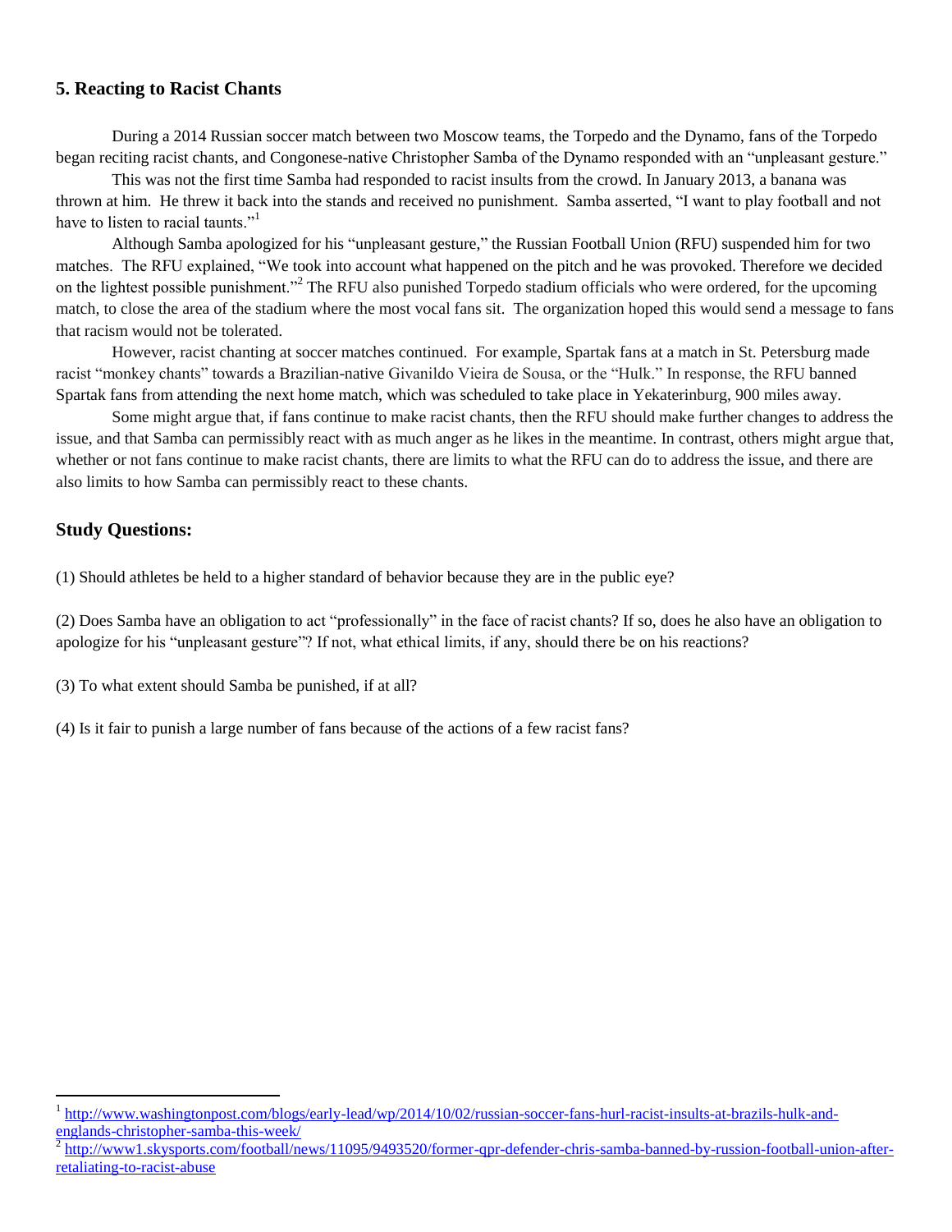## 5. Reacting to Racist Chants

During a 2014 Russian soccer match between two Moscow teams, the Torpedo and the Dynamo, fans of the Torpedo began reciting racist chants, and Congonese-native Christopher Samba of the Dynamo responded with an "unpleasant gesture."

This was not the first time Samba had responded to racist insults from the crowd. In January 2013, a banana was thrown at him. He threw it back into the stands and received no punishment. Samba asserted, "I want to play football and not have to listen to racial taunts."[1]

Although Samba apologized for his "unpleasant gesture," the Russian Football Union (RFU) suspended him for two matches. The RFU explained, "We took into account what happened on the pitch and he was provoked. Therefore we decided on the lightest possible punishment."[2] The RFU also punished Torpedo stadium officials who were ordered, for the upcoming match, to close the area of the stadium where the most vocal fans sit. The organization hoped this would send a message to fans that racism would not be tolerated.

However, racist chanting at soccer matches continued. For example, Spartak fans at a match in St. Petersburg made racist "monkey chants" towards a Brazilian-native Givanildo Vieira de Sousa, or the "Hulk." In response, the RFU banned Spartak fans from attending the next home match, which was scheduled to take place in Yekaterinburg, 900 miles away.

Some might argue that, if fans continue to make racist chants, then the RFU should make further changes to address the issue, and that Samba can permissibly react with as much anger as he likes in the meantime. In contrast, others might argue that, whether or not fans continue to make racist chants, there are limits to what the RFU can do to address the issue, and there are also limits to how Samba can permissibly react to these chants.

### Study Questions:

(1) Should athletes be held to a higher standard of behavior because they are in the public eye?

(2) Does Samba have an obligation to act "professionally" in the face of racist chants? If so, does he also have an obligation to apologize for his "unpleasant gesture"? If not, what ethical limits, if any, should there be on his reactions?

(3) To what extent should Samba be punished, if at all?

(4) Is it fair to punish a large number of fans because of the actions of a few racist fans?

---

[1] http://www.washingtonpost.com/blogs/early-lead/wp/2014/10/02/russian-soccer-fans-hurl-racist-insults-at-brazils-hulk-and-englands-christopher-samba-this-week/

[2] http://www1.skysports.com/football/news/11095/9493520/former-qpr-defender-chris-samba-banned-by-russion-football-union-after-retaliating-to-racist-abuse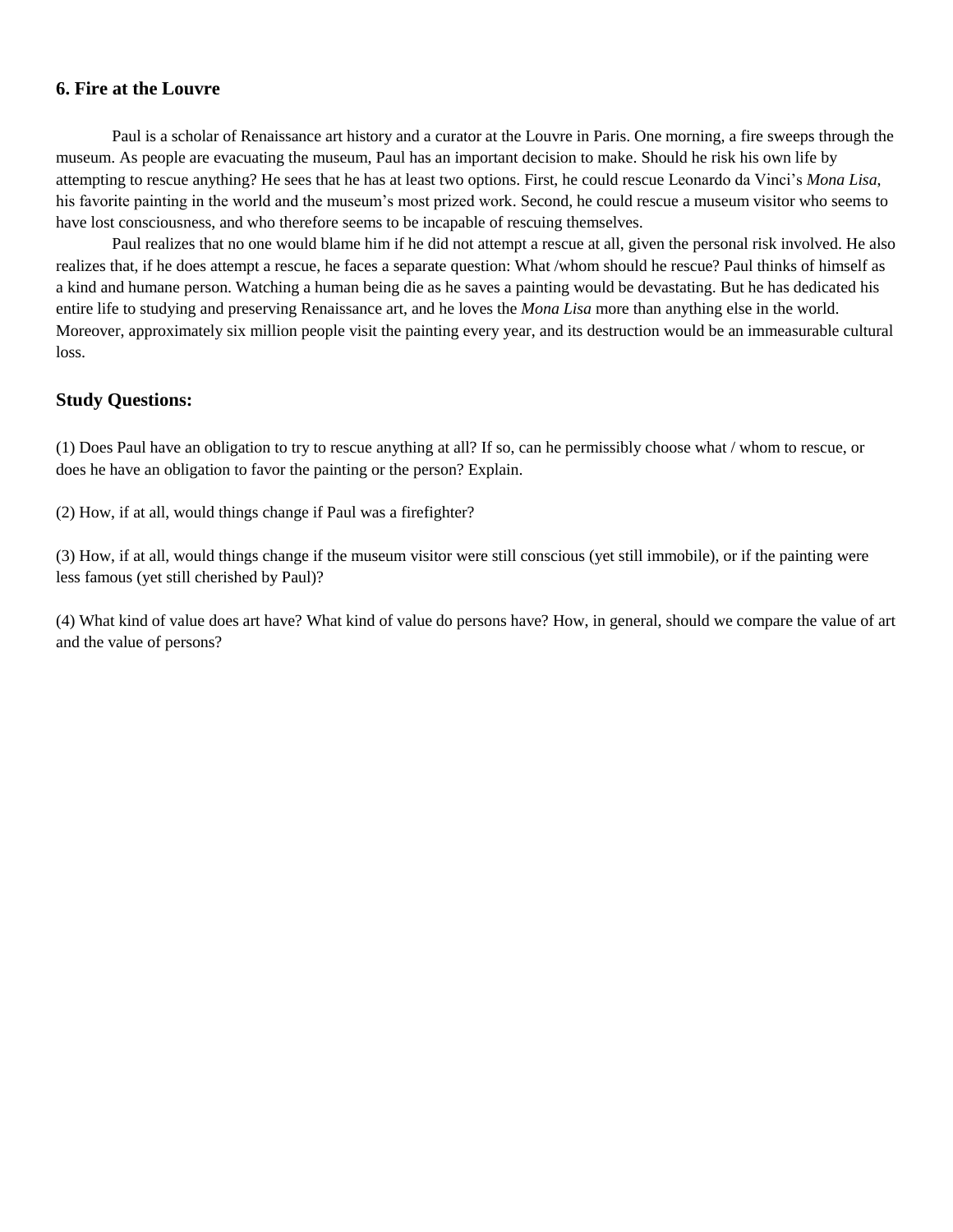## 6. Fire at the Louvre

Paul is a scholar of Renaissance art history and a curator at the Louvre in Paris. One morning, a fire sweeps through the museum. As people are evacuating the museum, Paul has an important decision to make. Should he risk his own life by attempting to rescue anything? He sees that he has at least two options. First, he could rescue Leonardo da Vinci's *Mona Lisa*, his favorite painting in the world and the museum's most prized work. Second, he could rescue a museum visitor who seems to have lost consciousness, and who therefore seems to be incapable of rescuing themselves.

Paul realizes that no one would blame him if he did not attempt a rescue at all, given the personal risk involved. He also realizes that, if he does attempt a rescue, he faces a separate question: What /whom should he rescue? Paul thinks of himself as a kind and humane person. Watching a human being die as he saves a painting would be devastating. But he has dedicated his entire life to studying and preserving Renaissance art, and he loves the *Mona Lisa* more than anything else in the world. Moreover, approximately six million people visit the painting every year, and its destruction would be an immeasurable cultural loss.

### Study Questions:

(1) Does Paul have an obligation to try to rescue anything at all? If so, can he permissibly choose what / whom to rescue, or does he have an obligation to favor the painting or the person? Explain.

(2) How, if at all, would things change if Paul was a firefighter?

(3) How, if at all, would things change if the museum visitor were still conscious (yet still immobile), or if the painting were less famous (yet still cherished by Paul)?

(4) What kind of value does art have? What kind of value do persons have? How, in general, should we compare the value of art and the value of persons?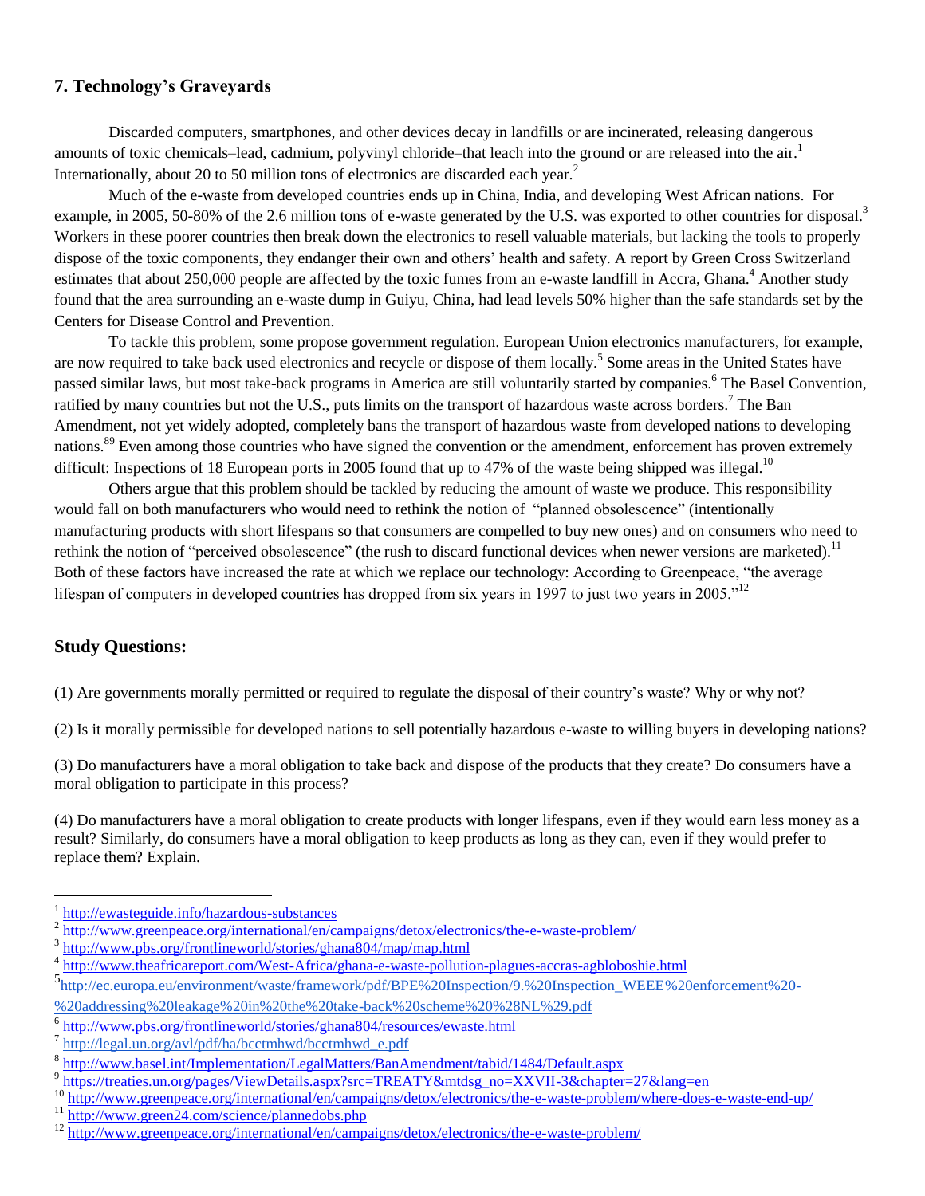## 7. Technology's Graveyards

Discarded computers, smartphones, and other devices decay in landfills or are incinerated, releasing dangerous amounts of toxic chemicals–lead, cadmium, polyvinyl chloride–that leach into the ground or are released into the air.[1] Internationally, about 20 to 50 million tons of electronics are discarded each year.[2]

Much of the e-waste from developed countries ends up in China, India, and developing West African nations. For example, in 2005, 50-80% of the 2.6 million tons of e-waste generated by the U.S. was exported to other countries for disposal.[3] Workers in these poorer countries then break down the electronics to resell valuable materials, but lacking the tools to properly dispose of the toxic components, they endanger their own and others' health and safety. A report by Green Cross Switzerland estimates that about 250,000 people are affected by the toxic fumes from an e-waste landfill in Accra, Ghana.[4] Another study found that the area surrounding an e-waste dump in Guiyu, China, had lead levels 50% higher than the safe standards set by the Centers for Disease Control and Prevention.

To tackle this problem, some propose government regulation. European Union electronics manufacturers, for example, are now required to take back used electronics and recycle or dispose of them locally.[5] Some areas in the United States have passed similar laws, but most take-back programs in America are still voluntarily started by companies.[6] The Basel Convention, ratified by many countries but not the U.S., puts limits on the transport of hazardous waste across borders.[7] The Ban Amendment, not yet widely adopted, completely bans the transport of hazardous waste from developed nations to developing nations.[8,9] Even among those countries who have signed the convention or the amendment, enforcement has proven extremely difficult: Inspections of 18 European ports in 2005 found that up to 47% of the waste being shipped was illegal.[10]

Others argue that this problem should be tackled by reducing the amount of waste we produce. This responsibility would fall on both manufacturers who would need to rethink the notion of "planned obsolescence" (intentionally manufacturing products with short lifespans so that consumers are compelled to buy new ones) and on consumers who need to rethink the notion of "perceived obsolescence" (the rush to discard functional devices when newer versions are marketed).[11] Both of these factors have increased the rate at which we replace our technology: According to Greenpeace, "the average lifespan of computers in developed countries has dropped from six years in 1997 to just two years in 2005."[12]

## Study Questions:

(1) Are governments morally permitted or required to regulate the disposal of their country's waste? Why or why not?

(2) Is it morally permissible for developed nations to sell potentially hazardous e-waste to willing buyers in developing nations?

(3) Do manufacturers have a moral obligation to take back and dispose of the products that they create? Do consumers have a moral obligation to participate in this process?

(4) Do manufacturers have a moral obligation to create products with longer lifespans, even if they would earn less money as a result? Similarly, do consumers have a moral obligation to keep products as long as they can, even if they would prefer to replace them? Explain.

---

[1] http://ewasteguide.info/hazardous-substances

[2] http://www.greenpeace.org/international/en/campaigns/detox/electronics/the-e-waste-problem/

[3] http://www.pbs.org/frontlineworld/stories/ghana804/map/map.html

[4] http://www.theafricareport.com/West-Africa/ghana-e-waste-pollution-plagues-accras-agbloboshie.html

[5] http://ec.europa.eu/environment/waste/framework/pdf/BPE%20Inspection/9.%20Inspection_WEEE%20enforcement%20-%20addressing%20leakage%20in%20the%20take-back%20scheme%20%28NL%29.pdf

[6] http://www.pbs.org/frontlineworld/stories/ghana804/resources/ewaste.html

[7] http://legal.un.org/avl/pdf/ha/bcctmhwd/bcctmhwd_e.pdf

[8] http://www.basel.int/Implementation/LegalMatters/BanAmendment/tabid/1484/Default.aspx

[9] https://treaties.un.org/pages/ViewDetails.aspx?src=TREATY&mtdsg_no=XXVII-3&chapter=27&lang=en

[10] http://www.greenpeace.org/international/en/campaigns/detox/electronics/the-e-waste-problem/where-does-e-waste-end-up/

[11] http://www.green24.com/science/plannedobs.php

[12] http://www.greenpeace.org/international/en/campaigns/detox/electronics/the-e-waste-problem/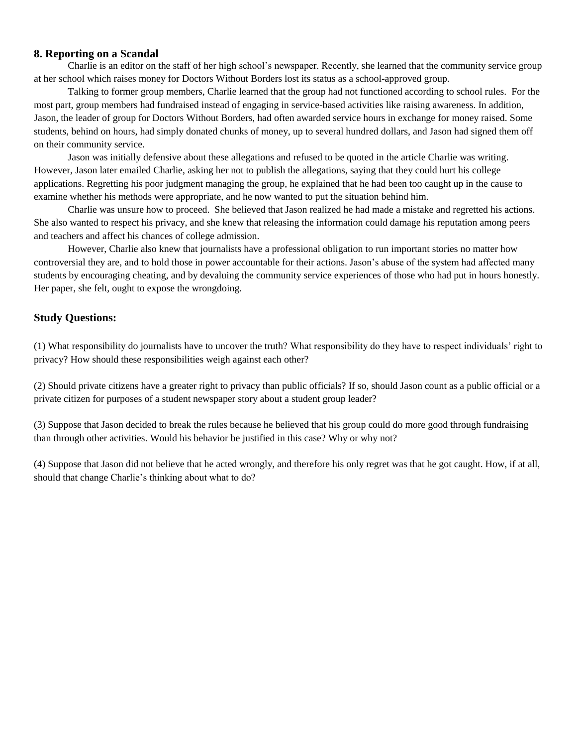### 8. Reporting on a Scandal

Charlie is an editor on the staff of her high school's newspaper. Recently, she learned that the community service group at her school which raises money for Doctors Without Borders lost its status as a school-approved group.

Talking to former group members, Charlie learned that the group had not functioned according to school rules. For the most part, group members had fundraised instead of engaging in service-based activities like raising awareness. In addition, Jason, the leader of group for Doctors Without Borders, had often awarded service hours in exchange for money raised. Some students, behind on hours, had simply donated chunks of money, up to several hundred dollars, and Jason had signed them off on their community service.

Jason was initially defensive about these allegations and refused to be quoted in the article Charlie was writing. However, Jason later emailed Charlie, asking her not to publish the allegations, saying that they could hurt his college applications. Regretting his poor judgment managing the group, he explained that he had been too caught up in the cause to examine whether his methods were appropriate, and he now wanted to put the situation behind him.

Charlie was unsure how to proceed. She believed that Jason realized he had made a mistake and regretted his actions. She also wanted to respect his privacy, and she knew that releasing the information could damage his reputation among peers and teachers and affect his chances of college admission.

However, Charlie also knew that journalists have a professional obligation to run important stories no matter how controversial they are, and to hold those in power accountable for their actions. Jason's abuse of the system had affected many students by encouraging cheating, and by devaluing the community service experiences of those who had put in hours honestly. Her paper, she felt, ought to expose the wrongdoing.

### Study Questions:

(1) What responsibility do journalists have to uncover the truth? What responsibility do they have to respect individuals' right to privacy? How should these responsibilities weigh against each other?

(2) Should private citizens have a greater right to privacy than public officials? If so, should Jason count as a public official or a private citizen for purposes of a student newspaper story about a student group leader?

(3) Suppose that Jason decided to break the rules because he believed that his group could do more good through fundraising than through other activities. Would his behavior be justified in this case? Why or why not?

(4) Suppose that Jason did not believe that he acted wrongly, and therefore his only regret was that he got caught. How, if at all, should that change Charlie's thinking about what to do?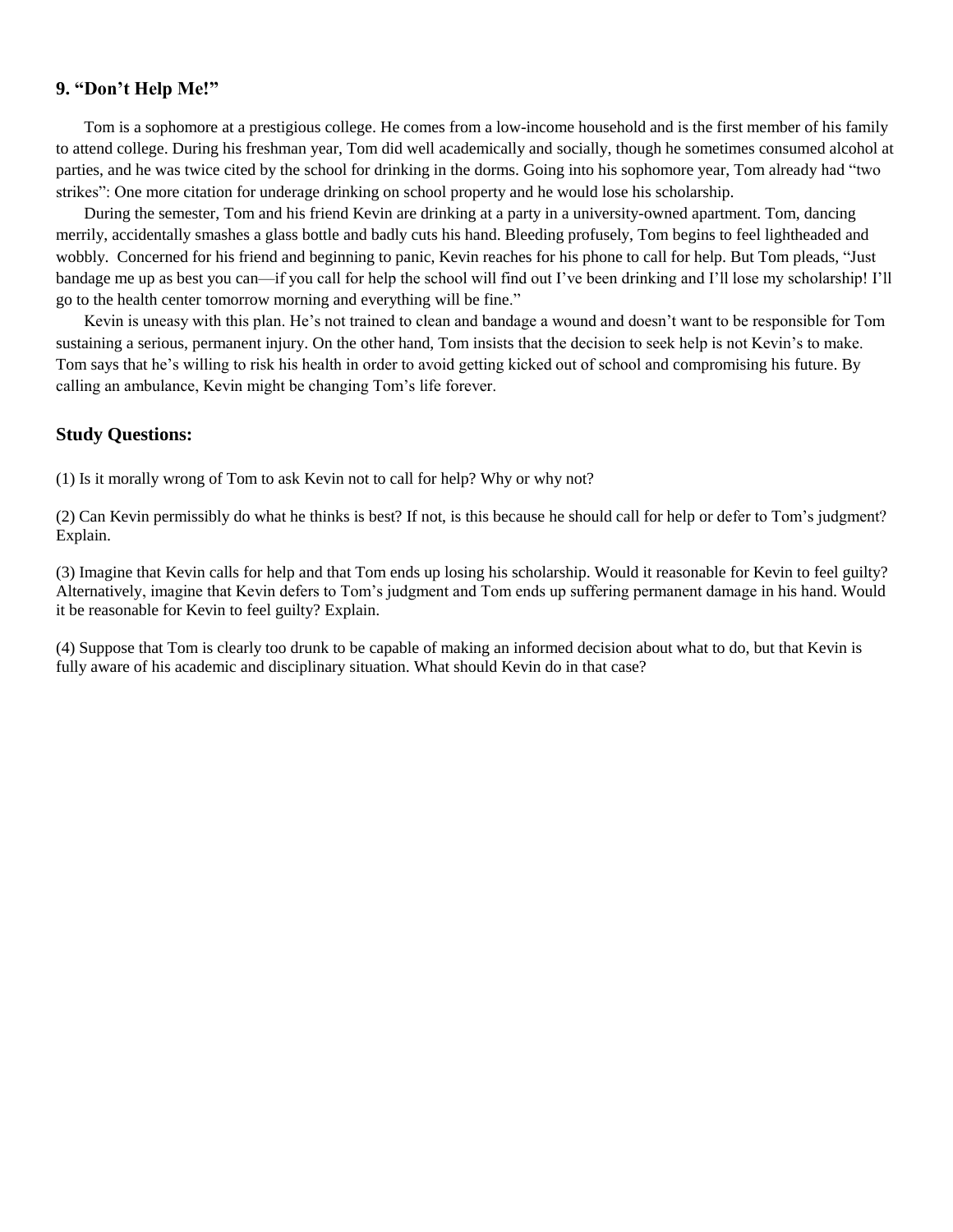## 9. "Don't Help Me!"

Tom is a sophomore at a prestigious college. He comes from a low-income household and is the first member of his family to attend college. During his freshman year, Tom did well academically and socially, though he sometimes consumed alcohol at parties, and he was twice cited by the school for drinking in the dorms. Going into his sophomore year, Tom already had "two strikes": One more citation for underage drinking on school property and he would lose his scholarship.

During the semester, Tom and his friend Kevin are drinking at a party in a university-owned apartment. Tom, dancing merrily, accidentally smashes a glass bottle and badly cuts his hand. Bleeding profusely, Tom begins to feel lightheaded and wobbly. Concerned for his friend and beginning to panic, Kevin reaches for his phone to call for help. But Tom pleads, "Just bandage me up as best you can—if you call for help the school will find out I've been drinking and I'll lose my scholarship! I'll go to the health center tomorrow morning and everything will be fine."

Kevin is uneasy with this plan. He's not trained to clean and bandage a wound and doesn't want to be responsible for Tom sustaining a serious, permanent injury. On the other hand, Tom insists that the decision to seek help is not Kevin's to make. Tom says that he's willing to risk his health in order to avoid getting kicked out of school and compromising his future. By calling an ambulance, Kevin might be changing Tom's life forever.

### Study Questions:

(1) Is it morally wrong of Tom to ask Kevin not to call for help? Why or why not?

(2) Can Kevin permissibly do what he thinks is best? If not, is this because he should call for help or defer to Tom's judgment? Explain.

(3) Imagine that Kevin calls for help and that Tom ends up losing his scholarship. Would it reasonable for Kevin to feel guilty? Alternatively, imagine that Kevin defers to Tom's judgment and Tom ends up suffering permanent damage in his hand. Would it be reasonable for Kevin to feel guilty? Explain.

(4) Suppose that Tom is clearly too drunk to be capable of making an informed decision about what to do, but that Kevin is fully aware of his academic and disciplinary situation. What should Kevin do in that case?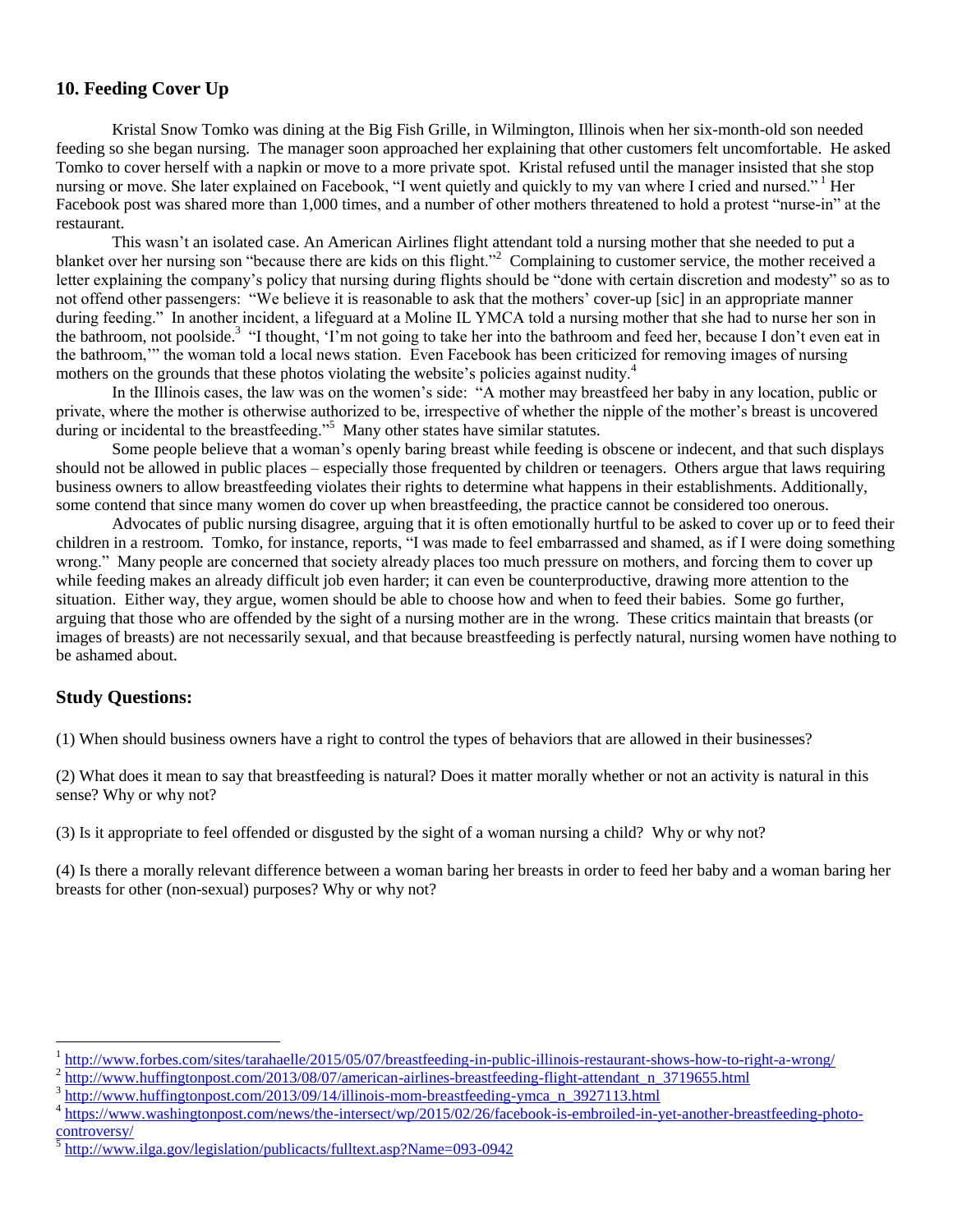## 10. Feeding Cover Up

Kristal Snow Tomko was dining at the Big Fish Grille, in Wilmington, Illinois when her six-month-old son needed feeding so she began nursing. The manager soon approached her explaining that other customers felt uncomfortable. He asked Tomko to cover herself with a napkin or move to a more private spot. Kristal refused until the manager insisted that she stop nursing or move. She later explained on Facebook, "I went quietly and quickly to my van where I cried and nursed."[1] Her Facebook post was shared more than 1,000 times, and a number of other mothers threatened to hold a protest "nurse-in" at the restaurant.

This wasn't an isolated case. An American Airlines flight attendant told a nursing mother that she needed to put a blanket over her nursing son "because there are kids on this flight."[2] Complaining to customer service, the mother received a letter explaining the company's policy that nursing during flights should be "done with certain discretion and modesty" so as to not offend other passengers: "We believe it is reasonable to ask that the mothers' cover-up [sic] in an appropriate manner during feeding." In another incident, a lifeguard at a Moline IL YMCA told a nursing mother that she had to nurse her son in the bathroom, not poolside.[3] "I thought, 'I'm not going to take her into the bathroom and feed her, because I don't even eat in the bathroom,'" the woman told a local news station. Even Facebook has been criticized for removing images of nursing mothers on the grounds that these photos violating the website's policies against nudity.[4]

In the Illinois cases, the law was on the women's side: "A mother may breastfeed her baby in any location, public or private, where the mother is otherwise authorized to be, irrespective of whether the nipple of the mother's breast is uncovered during or incidental to the breastfeeding."[5] Many other states have similar statutes.

Some people believe that a woman's openly baring breast while feeding is obscene or indecent, and that such displays should not be allowed in public places – especially those frequented by children or teenagers. Others argue that laws requiring business owners to allow breastfeeding violates their rights to determine what happens in their establishments. Additionally, some contend that since many women do cover up when breastfeeding, the practice cannot be considered too onerous.

Advocates of public nursing disagree, arguing that it is often emotionally hurtful to be asked to cover up or to feed their children in a restroom. Tomko, for instance, reports, "I was made to feel embarrassed and shamed, as if I were doing something wrong." Many people are concerned that society already places too much pressure on mothers, and forcing them to cover up while feeding makes an already difficult job even harder; it can even be counterproductive, drawing more attention to the situation. Either way, they argue, women should be able to choose how and when to feed their babies. Some go further, arguing that those who are offended by the sight of a nursing mother are in the wrong. These critics maintain that breasts (or images of breasts) are not necessarily sexual, and that because breastfeeding is perfectly natural, nursing women have nothing to be ashamed about.

## Study Questions:

(1) When should business owners have a right to control the types of behaviors that are allowed in their businesses?

(2) What does it mean to say that breastfeeding is natural? Does it matter morally whether or not an activity is natural in this sense? Why or why not?

(3) Is it appropriate to feel offended or disgusted by the sight of a woman nursing a child? Why or why not?

(4) Is there a morally relevant difference between a woman baring her breasts in order to feed her baby and a woman baring her breasts for other (non-sexual) purposes? Why or why not?

---

[1] http://www.forbes.com/sites/tarahaelle/2015/05/07/breastfeeding-in-public-illinois-restaurant-shows-how-to-right-a-wrong/

[2] http://www.huffingtonpost.com/2013/08/07/american-airlines-breastfeeding-flight-attendant_n_3719655.html

[3] http://www.huffingtonpost.com/2013/09/14/illinois-mom-breastfeeding-ymca_n_3927113.html

[4] https://www.washingtonpost.com/news/the-intersect/wp/2015/02/26/facebook-is-embroiled-in-yet-another-breastfeeding-photo-controversy/

[5] http://www.ilga.gov/legislation/publicacts/fulltext.asp?Name=093-0942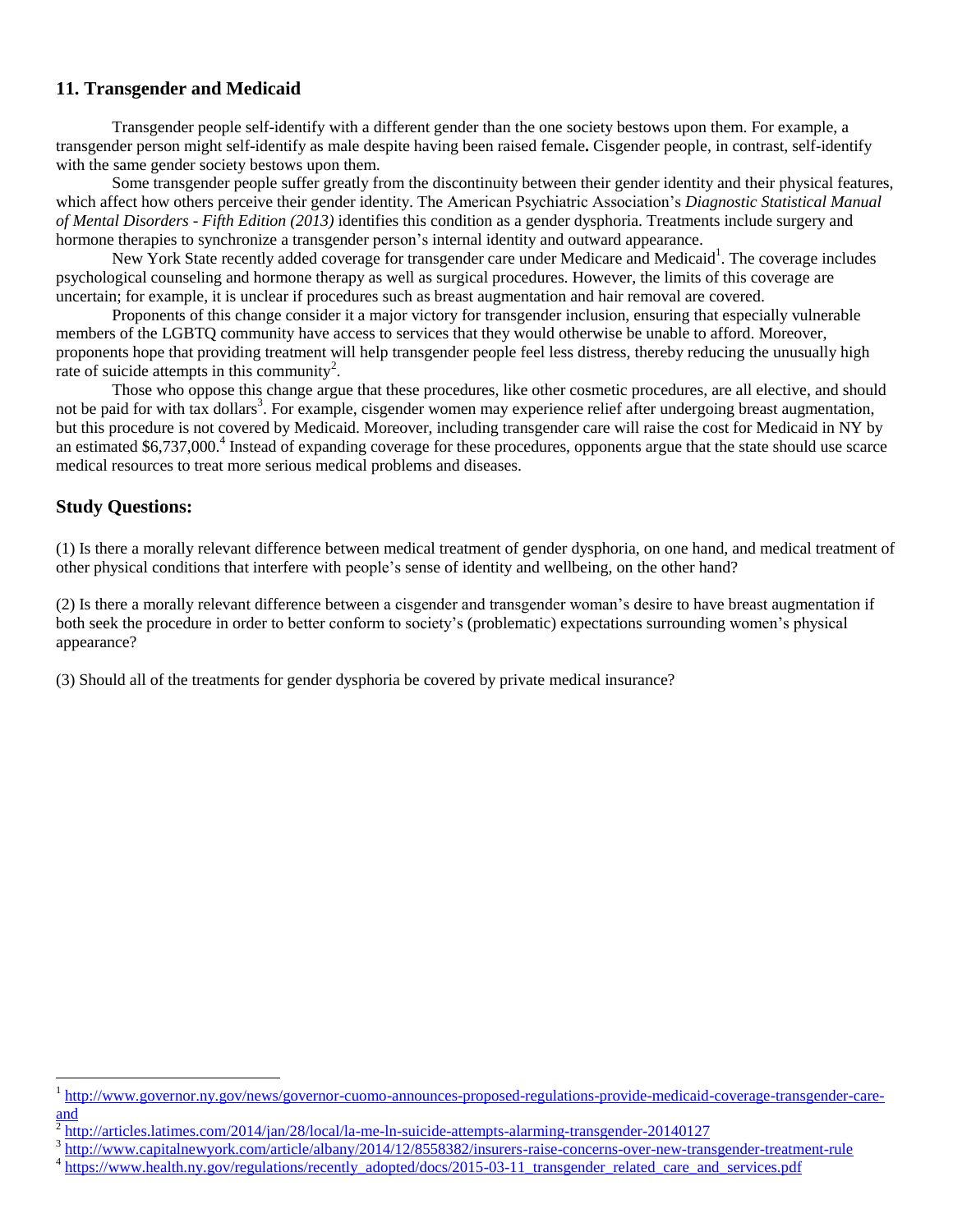## 11. Transgender and Medicaid

Transgender people self-identify with a different gender than the one society bestows upon them. For example, a transgender person might self-identify as male despite having been raised female**.** Cisgender people, in contrast, self-identify with the same gender society bestows upon them.

Some transgender people suffer greatly from the discontinuity between their gender identity and their physical features, which affect how others perceive their gender identity. The American Psychiatric Association's *Diagnostic Statistical Manual of Mental Disorders - Fifth Edition (2013)* identifies this condition as a gender dysphoria. Treatments include surgery and hormone therapies to synchronize a transgender person's internal identity and outward appearance.

New York State recently added coverage for transgender care under Medicare and Medicaid[1]. The coverage includes psychological counseling and hormone therapy as well as surgical procedures. However, the limits of this coverage are uncertain; for example, it is unclear if procedures such as breast augmentation and hair removal are covered.

Proponents of this change consider it a major victory for transgender inclusion, ensuring that especially vulnerable members of the LGBTQ community have access to services that they would otherwise be unable to afford. Moreover, proponents hope that providing treatment will help transgender people feel less distress, thereby reducing the unusually high rate of suicide attempts in this community[2].

Those who oppose this change argue that these procedures, like other cosmetic procedures, are all elective, and should not be paid for with tax dollars[3]. For example, cisgender women may experience relief after undergoing breast augmentation, but this procedure is not covered by Medicaid. Moreover, including transgender care will raise the cost for Medicaid in NY by an estimated $6,737,000.[4] Instead of expanding coverage for these procedures, opponents argue that the state should use scarce medical resources to treat more serious medical problems and diseases.

## Study Questions:

(1) Is there a morally relevant difference between medical treatment of gender dysphoria, on one hand, and medical treatment of other physical conditions that interfere with people's sense of identity and wellbeing, on the other hand?

(2) Is there a morally relevant difference between a cisgender and transgender woman's desire to have breast augmentation if both seek the procedure in order to better conform to society's (problematic) expectations surrounding women's physical appearance?

(3) Should all of the treatments for gender dysphoria be covered by private medical insurance?

---

[1] http://www.governor.ny.gov/news/governor-cuomo-announces-proposed-regulations-provide-medicaid-coverage-transgender-care-and

[2] http://articles.latimes.com/2014/jan/28/local/la-me-ln-suicide-attempts-alarming-transgender-20140127

[3] http://www.capitalnewyork.com/article/albany/2014/12/8558382/insurers-raise-concerns-over-new-transgender-treatment-rule

[4] https://www.health.ny.gov/regulations/recently_adopted/docs/2015-03-11_transgender_related_care_and_services.pdf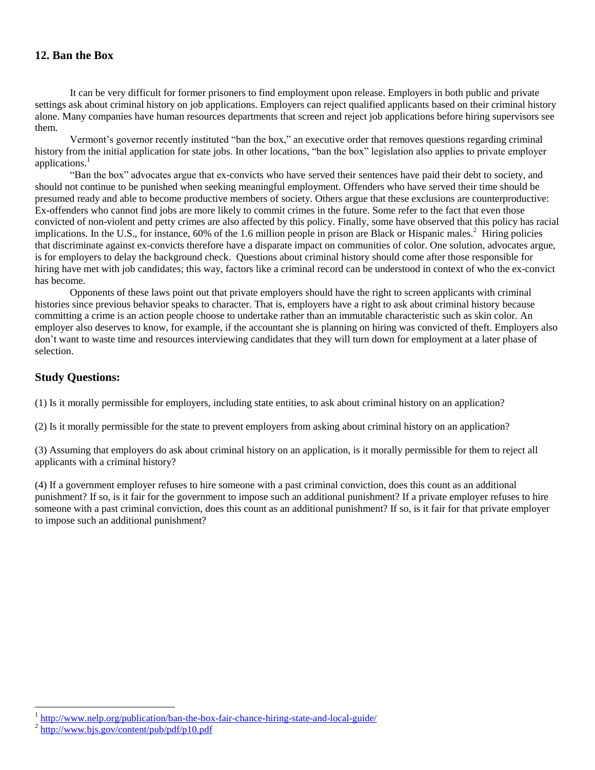## 12. Ban the Box

It can be very difficult for former prisoners to find employment upon release. Employers in both public and private settings ask about criminal history on job applications. Employers can reject qualified applicants based on their criminal history alone. Many companies have human resources departments that screen and reject job applications before hiring supervisors see them.

Vermont's governor recently instituted "ban the box," an executive order that removes questions regarding criminal history from the initial application for state jobs. In other locations, "ban the box" legislation also applies to private employer applications.[1]

"Ban the box" advocates argue that ex-convicts who have served their sentences have paid their debt to society, and should not continue to be punished when seeking meaningful employment. Offenders who have served their time should be presumed ready and able to become productive members of society. Others argue that these exclusions are counterproductive: Ex-offenders who cannot find jobs are more likely to commit crimes in the future. Some refer to the fact that even those convicted of non-violent and petty crimes are also affected by this policy. Finally, some have observed that this policy has racial implications. In the U.S., for instance, 60% of the 1.6 million people in prison are Black or Hispanic males.[2] Hiring policies that discriminate against ex-convicts therefore have a disparate impact on communities of color. One solution, advocates argue, is for employers to delay the background check. Questions about criminal history should come after those responsible for hiring have met with job candidates; this way, factors like a criminal record can be understood in context of who the ex-convict has become.

Opponents of these laws point out that private employers should have the right to screen applicants with criminal histories since previous behavior speaks to character. That is, employers have a right to ask about criminal history because committing a crime is an action people choose to undertake rather than an immutable characteristic such as skin color. An employer also deserves to know, for example, if the accountant she is planning on hiring was convicted of theft. Employers also don't want to waste time and resources interviewing candidates that they will turn down for employment at a later phase of selection.

### Study Questions:

(1) Is it morally permissible for employers, including state entities, to ask about criminal history on an application?

(2) Is it morally permissible for the state to prevent employers from asking about criminal history on an application?

(3) Assuming that employers do ask about criminal history on an application, is it morally permissible for them to reject all applicants with a criminal history?

(4) If a government employer refuses to hire someone with a past criminal conviction, does this count as an additional punishment? If so, is it fair for the government to impose such an additional punishment? If a private employer refuses to hire someone with a past criminal conviction, does this count as an additional punishment? If so, is it fair for that private employer to impose such an additional punishment?

---

[1] http://www.nelp.org/publication/ban-the-box-fair-chance-hiring-state-and-local-guide/

[2] http://www.bjs.gov/content/pub/pdf/p10.pdf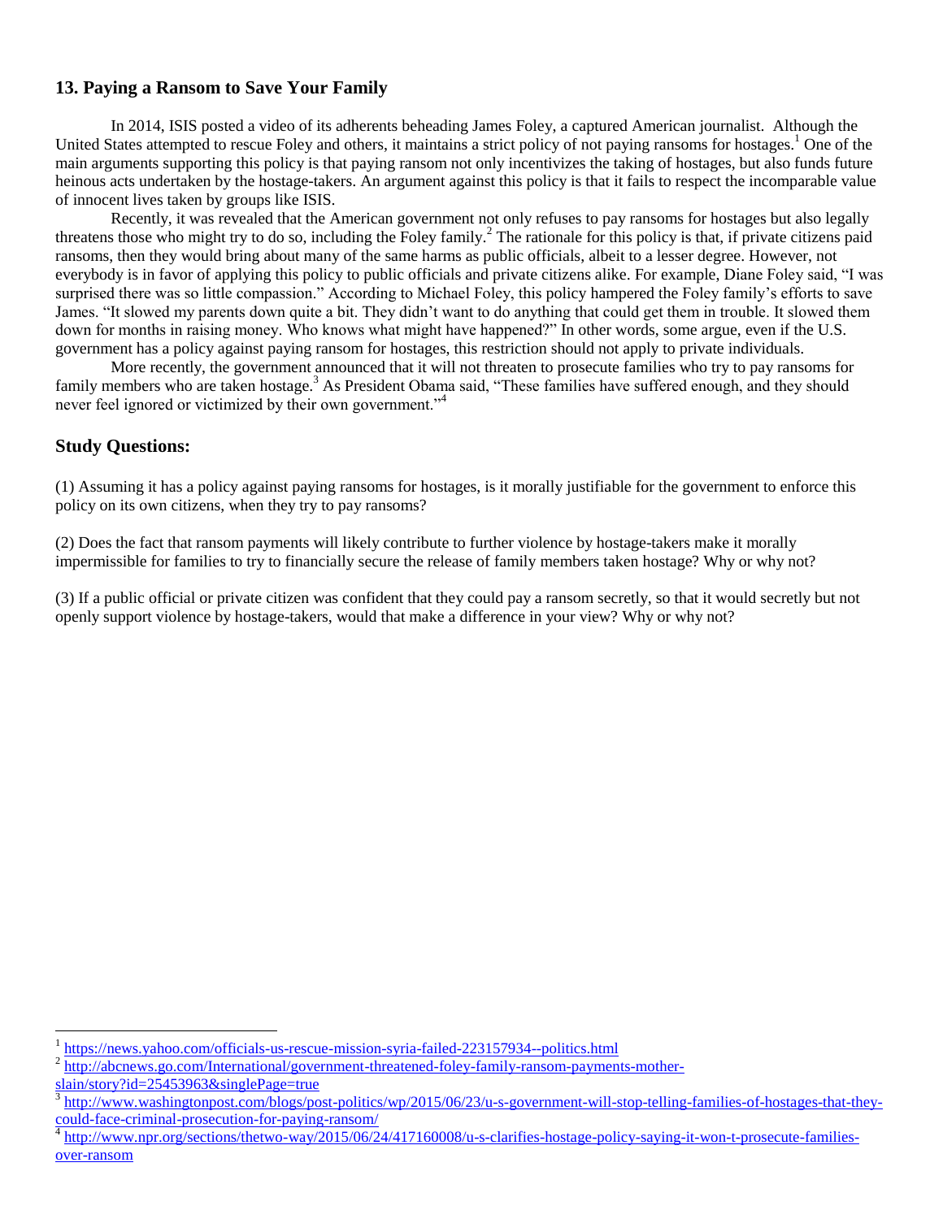## 13. Paying a Ransom to Save Your Family

In 2014, ISIS posted a video of its adherents beheading James Foley, a captured American journalist. Although the United States attempted to rescue Foley and others, it maintains a strict policy of not paying ransoms for hostages.[1] One of the main arguments supporting this policy is that paying ransom not only incentivizes the taking of hostages, but also funds future heinous acts undertaken by the hostage-takers. An argument against this policy is that it fails to respect the incomparable value of innocent lives taken by groups like ISIS.

Recently, it was revealed that the American government not only refuses to pay ransoms for hostages but also legally threatens those who might try to do so, including the Foley family.[2] The rationale for this policy is that, if private citizens paid ransoms, then they would bring about many of the same harms as public officials, albeit to a lesser degree. However, not everybody is in favor of applying this policy to public officials and private citizens alike. For example, Diane Foley said, "I was surprised there was so little compassion." According to Michael Foley, this policy hampered the Foley family's efforts to save James. "It slowed my parents down quite a bit. They didn't want to do anything that could get them in trouble. It slowed them down for months in raising money. Who knows what might have happened?" In other words, some argue, even if the U.S. government has a policy against paying ransom for hostages, this restriction should not apply to private individuals.

More recently, the government announced that it will not threaten to prosecute families who try to pay ransoms for family members who are taken hostage.[3] As President Obama said, "These families have suffered enough, and they should never feel ignored or victimized by their own government."[4]

## Study Questions:

(1) Assuming it has a policy against paying ransoms for hostages, is it morally justifiable for the government to enforce this policy on its own citizens, when they try to pay ransoms?

(2) Does the fact that ransom payments will likely contribute to further violence by hostage-takers make it morally impermissible for families to try to financially secure the release of family members taken hostage? Why or why not?

(3) If a public official or private citizen was confident that they could pay a ransom secretly, so that it would secretly but not openly support violence by hostage-takers, would that make a difference in your view? Why or why not?

---

[1] https://news.yahoo.com/officials-us-rescue-mission-syria-failed-223157934--politics.html

[2] http://abcnews.go.com/International/government-threatened-foley-family-ransom-payments-mother-slain/story?id=25453963&singlePage=true

[3] http://www.washingtonpost.com/blogs/post-politics/wp/2015/06/23/u-s-government-will-stop-telling-families-of-hostages-that-they-could-face-criminal-prosecution-for-paying-ransom/

[4] http://www.npr.org/sections/thetwo-way/2015/06/24/417160008/u-s-clarifies-hostage-policy-saying-it-won-t-prosecute-families-over-ransom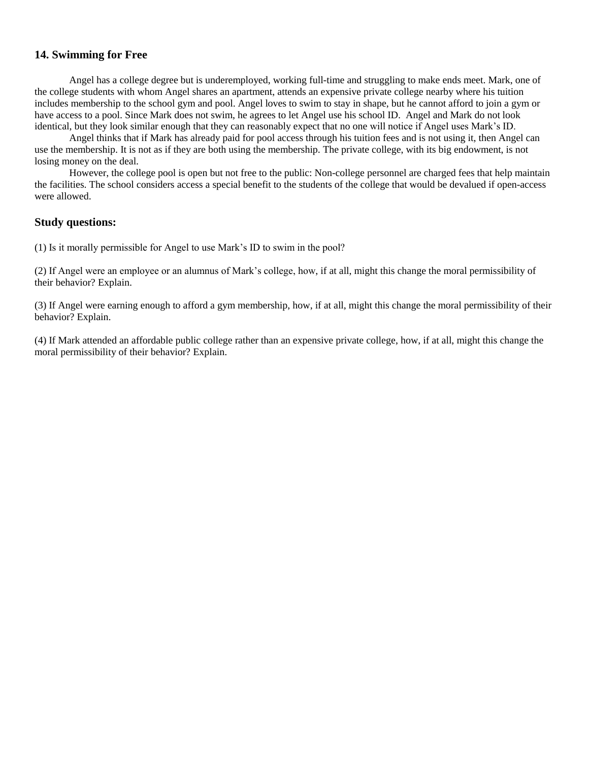## 14. Swimming for Free

Angel has a college degree but is underemployed, working full-time and struggling to make ends meet. Mark, one of the college students with whom Angel shares an apartment, attends an expensive private college nearby where his tuition includes membership to the school gym and pool. Angel loves to swim to stay in shape, but he cannot afford to join a gym or have access to a pool. Since Mark does not swim, he agrees to let Angel use his school ID. Angel and Mark do not look identical, but they look similar enough that they can reasonably expect that no one will notice if Angel uses Mark's ID.

Angel thinks that if Mark has already paid for pool access through his tuition fees and is not using it, then Angel can use the membership. It is not as if they are both using the membership. The private college, with its big endowment, is not losing money on the deal.

However, the college pool is open but not free to the public: Non-college personnel are charged fees that help maintain the facilities. The school considers access a special benefit to the students of the college that would be devalued if open-access were allowed.

### Study questions:

(1) Is it morally permissible for Angel to use Mark's ID to swim in the pool?

(2) If Angel were an employee or an alumnus of Mark's college, how, if at all, might this change the moral permissibility of their behavior? Explain.

(3) If Angel were earning enough to afford a gym membership, how, if at all, might this change the moral permissibility of their behavior? Explain.

(4) If Mark attended an affordable public college rather than an expensive private college, how, if at all, might this change the moral permissibility of their behavior? Explain.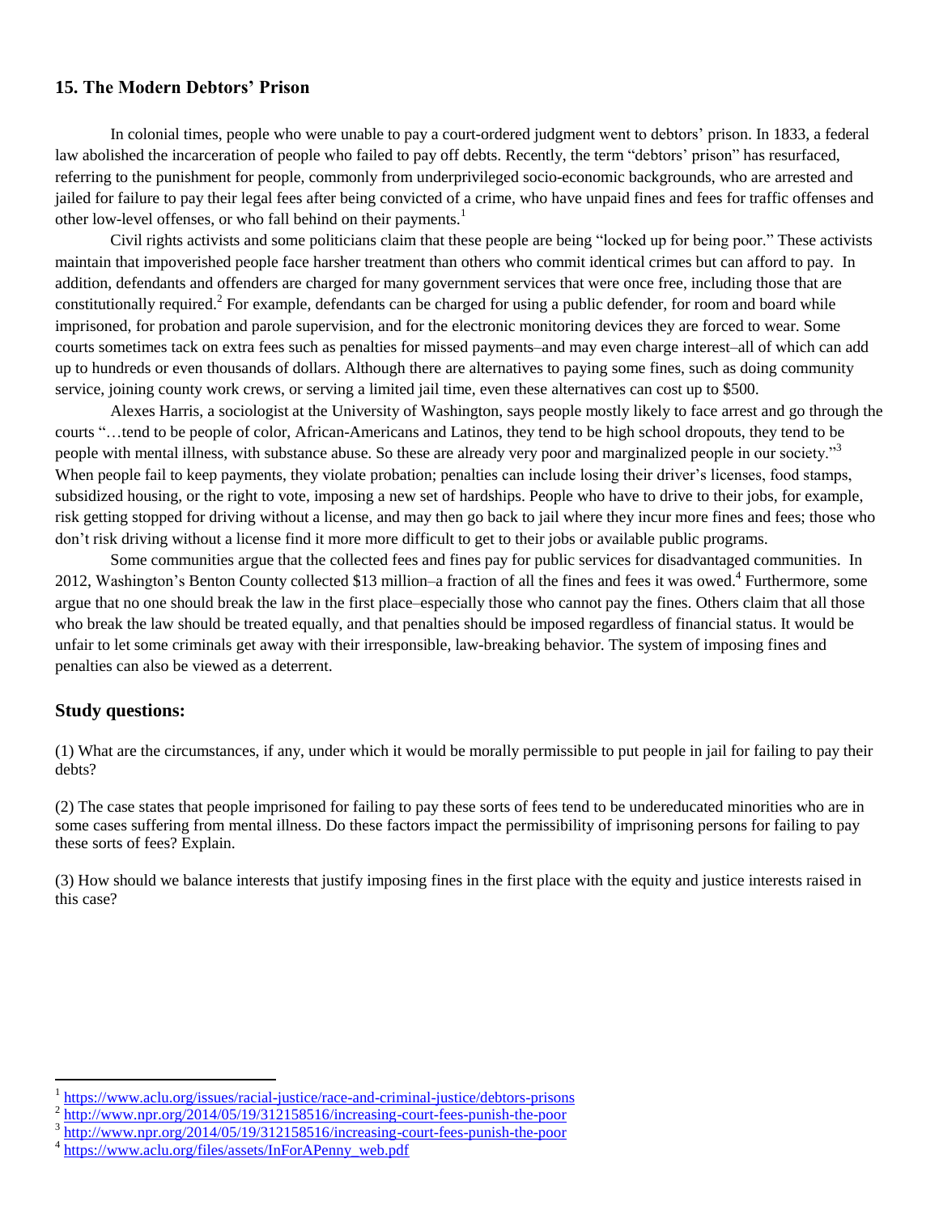## 15. The Modern Debtors' Prison

In colonial times, people who were unable to pay a court-ordered judgment went to debtors' prison. In 1833, a federal law abolished the incarceration of people who failed to pay off debts. Recently, the term "debtors' prison" has resurfaced, referring to the punishment for people, commonly from underprivileged socio-economic backgrounds, who are arrested and jailed for failure to pay their legal fees after being convicted of a crime, who have unpaid fines and fees for traffic offenses and other low-level offenses, or who fall behind on their payments.[1]

Civil rights activists and some politicians claim that these people are being "locked up for being poor." These activists maintain that impoverished people face harsher treatment than others who commit identical crimes but can afford to pay. In addition, defendants and offenders are charged for many government services that were once free, including those that are constitutionally required.[2] For example, defendants can be charged for using a public defender, for room and board while imprisoned, for probation and parole supervision, and for the electronic monitoring devices they are forced to wear. Some courts sometimes tack on extra fees such as penalties for missed payments–and may even charge interest–all of which can add up to hundreds or even thousands of dollars. Although there are alternatives to paying some fines, such as doing community service, joining county work crews, or serving a limited jail time, even these alternatives can cost up to $500.

Alexes Harris, a sociologist at the University of Washington, says people mostly likely to face arrest and go through the courts "…tend to be people of color, African-Americans and Latinos, they tend to be high school dropouts, they tend to be people with mental illness, with substance abuse. So these are already very poor and marginalized people in our society."[3] When people fail to keep payments, they violate probation; penalties can include losing their driver's licenses, food stamps, subsidized housing, or the right to vote, imposing a new set of hardships. People who have to drive to their jobs, for example, risk getting stopped for driving without a license, and may then go back to jail where they incur more fines and fees; those who don't risk driving without a license find it more more difficult to get to their jobs or available public programs.

Some communities argue that the collected fees and fines pay for public services for disadvantaged communities. In 2012, Washington's Benton County collected $13 million–a fraction of all the fines and fees it was owed.[4] Furthermore, some argue that no one should break the law in the first place–especially those who cannot pay the fines. Others claim that all those who break the law should be treated equally, and that penalties should be imposed regardless of financial status. It would be unfair to let some criminals get away with their irresponsible, law-breaking behavior. The system of imposing fines and penalties can also be viewed as a deterrent.

### Study questions:

(1) What are the circumstances, if any, under which it would be morally permissible to put people in jail for failing to pay their debts?

(2) The case states that people imprisoned for failing to pay these sorts of fees tend to be undereducated minorities who are in some cases suffering from mental illness. Do these factors impact the permissibility of imprisoning persons for failing to pay these sorts of fees? Explain.

(3) How should we balance interests that justify imposing fines in the first place with the equity and justice interests raised in this case?

---

[1] https://www.aclu.org/issues/racial-justice/race-and-criminal-justice/debtors-prisons

[2] http://www.npr.org/2014/05/19/312158516/increasing-court-fees-punish-the-poor

[3] http://www.npr.org/2014/05/19/312158516/increasing-court-fees-punish-the-poor

[4] https://www.aclu.org/files/assets/InForAPenny_web.pdf